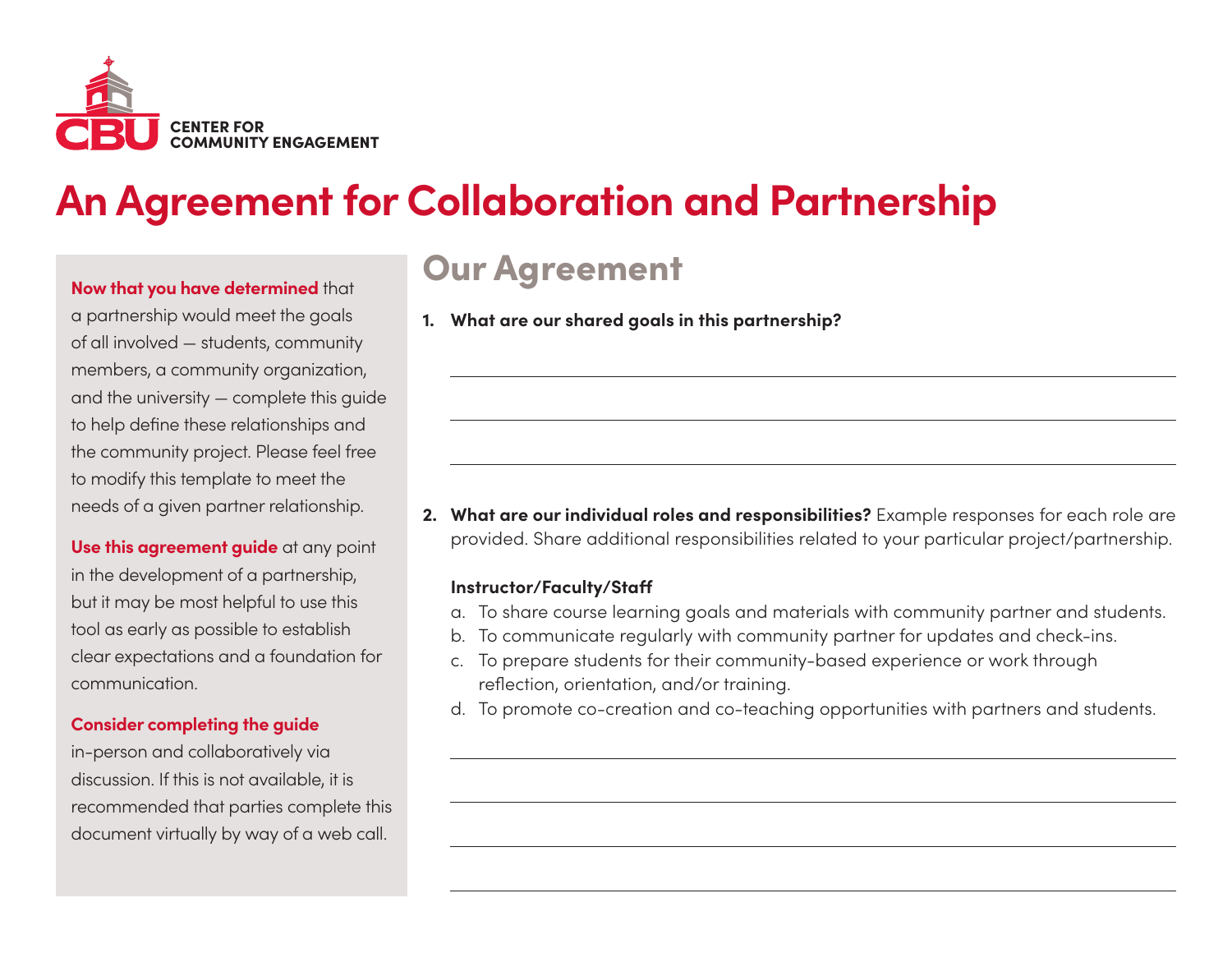CBU CENTER FOR COMMUNITY ENGAGEMENT

# An Agreement for Collaboration and Partnership

**Now that you have determined** that a partnership would meet the goals of all involved — students, community members, a community organization, and the university — complete this guide to help define these relationships and the community project. Please feel free to modify this template to meet the needs of a given partner relationship.

**Use this agreement guide** at any point in the development of a partnership, but it may be most helpful to use this tool as early as possible to establish clear expectations and a foundation for communication.

**Consider completing the guide** in-person and collaboratively via discussion. If this is not available, it is recommended that parties complete this document virtually by way of a web call.

## Our Agreement

1. **What are our shared goals in this partnership?**

\_\_\_\_\_\_\_\_\_\_\_\_\_\_\_\_\_\_\_\_\_\_\_\_\_\_\_\_\_\_\_\_\_\_\_\_\_\_\_\_\_\_\_\_\_\_\_\_

\_\_\_\_\_\_\_\_\_\_\_\_\_\_\_\_\_\_\_\_\_\_\_\_\_\_\_\_\_\_\_\_\_\_\_\_\_\_\_\_\_\_\_\_\_\_\_\_

\_\_\_\_\_\_\_\_\_\_\_\_\_\_\_\_\_\_\_\_\_\_\_\_\_\_\_\_\_\_\_\_\_\_\_\_\_\_\_\_\_\_\_\_\_\_\_\_

2. **What are our individual roles and responsibilities?** Example responses for each role are provided. Share additional responsibilities related to your particular project/partnership.

**Instructor/Faculty/Staff**

a. To share course learning goals and materials with community partner and students.
b. To communicate regularly with community partner for updates and check-ins.
c. To prepare students for their community-based experience or work through reflection, orientation, and/or training.
d. To promote co-creation and co-teaching opportunities with partners and students.

\_\_\_\_\_\_\_\_\_\_\_\_\_\_\_\_\_\_\_\_\_\_\_\_\_\_\_\_\_\_\_\_\_\_\_\_\_\_\_\_\_\_\_\_\_\_\_\_

\_\_\_\_\_\_\_\_\_\_\_\_\_\_\_\_\_\_\_\_\_\_\_\_\_\_\_\_\_\_\_\_\_\_\_\_\_\_\_\_\_\_\_\_\_\_\_\_

\_\_\_\_\_\_\_\_\_\_\_\_\_\_\_\_\_\_\_\_\_\_\_\_\_\_\_\_\_\_\_\_\_\_\_\_\_\_\_\_\_\_\_\_\_\_\_\_

\_\_\_\_\_\_\_\_\_\_\_\_\_\_\_\_\_\_\_\_\_\_\_\_\_\_\_\_\_\_\_\_\_\_\_\_\_\_\_\_\_\_\_\_\_\_\_\_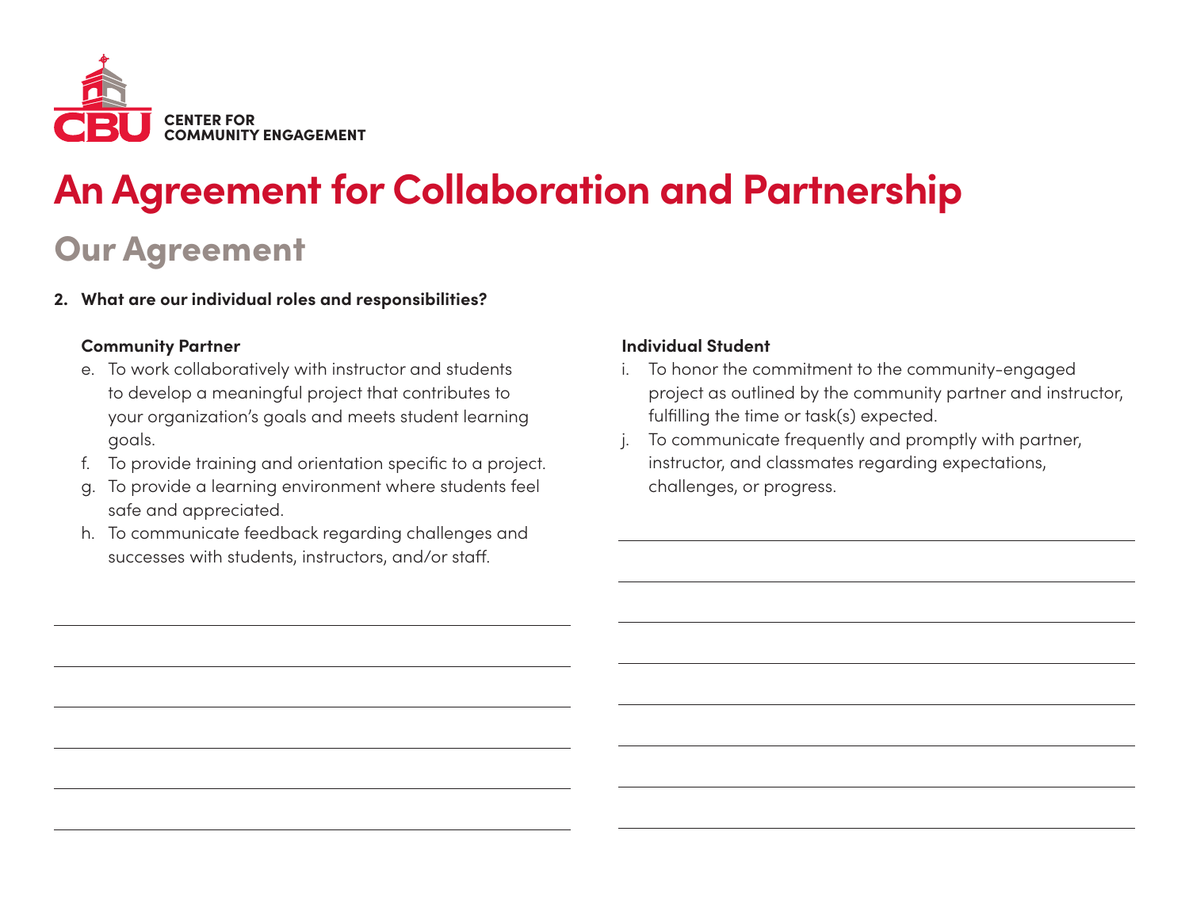CBU CENTER FOR COMMUNITY ENGAGEMENT

# An Agreement for Collaboration and Partnership

## Our Agreement

**2. What are our individual roles and responsibilities?**

**Community Partner**

e. To work collaboratively with instructor and students to develop a meaningful project that contributes to your organization's goals and meets student learning goals.

f. To provide training and orientation specific to a project.

g. To provide a learning environment where students feel safe and appreciated.

h. To communicate feedback regarding challenges and successes with students, instructors, and/or staff.

______________________________________________

______________________________________________

______________________________________________

______________________________________________

______________________________________________

______________________________________________

**Individual Student**

i. To honor the commitment to the community-engaged project as outlined by the community partner and instructor, fulfilling the time or task(s) expected.

j. To communicate frequently and promptly with partner, instructor, and classmates regarding expectations, challenges, or progress.

______________________________________________

______________________________________________

______________________________________________

______________________________________________

______________________________________________

______________________________________________

______________________________________________

______________________________________________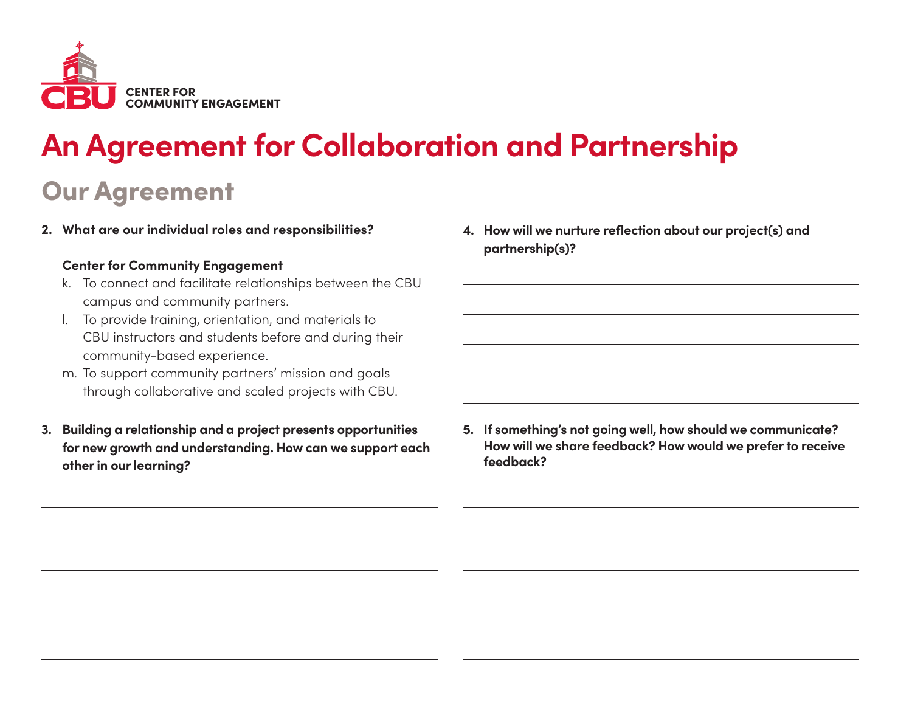CENTER FOR
COMMUNITY ENGAGEMENT

# An Agreement for Collaboration and Partnership

## Our Agreement

2. **What are our individual roles and responsibilities?**

   **Center for Community Engagement**

   k. To connect and facilitate relationships between the CBU campus and community partners.
   l. To provide training, orientation, and materials to CBU instructors and students before and during their community-based experience.
   m. To support community partners' mission and goals through collaborative and scaled projects with CBU.

3. **Building a relationship and a project presents opportunities for new growth and understanding. How can we support each other in our learning?**

4. **How will we nurture reflection about our project(s) and partnership(s)?**

5. **If something's not going well, how should we communicate? How will we share feedback? How would we prefer to receive feedback?**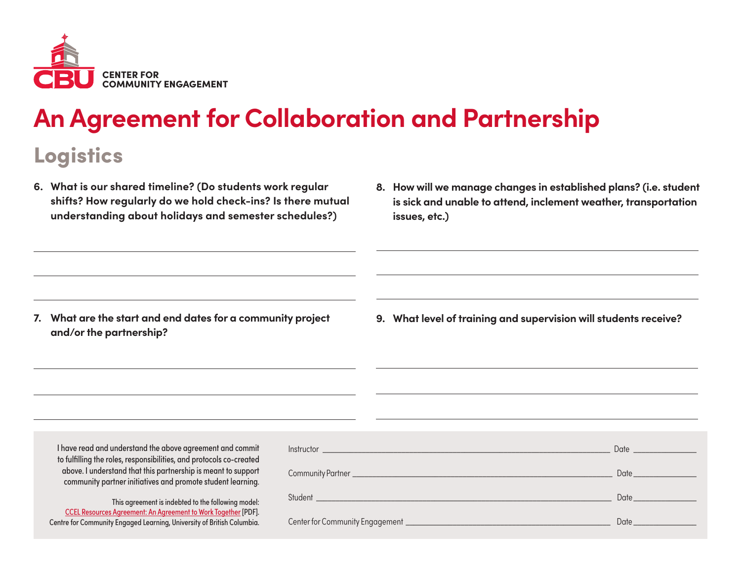CENTER FOR COMMUNITY ENGAGEMENT

# An Agreement for Collaboration and Partnership

## Logistics

**6. What is our shared timeline? (Do students work regular shifts? How regularly do we hold check-ins? Is there mutual understanding about holidays and semester schedules?)**

______________________________________________

______________________________________________

______________________________________________

**7. What are the start and end dates for a community project and/or the partnership?**

______________________________________________

______________________________________________

______________________________________________

**8. How will we manage changes in established plans? (i.e. student is sick and unable to attend, inclement weather, transportation issues, etc.)**

______________________________________________

______________________________________________

______________________________________________

**9. What level of training and supervision will students receive?**

______________________________________________

______________________________________________

______________________________________________

I have read and understand the above agreement and commit to fulfilling the roles, responsibilities, and protocols co-created above. I understand that this partnership is meant to support community partner initiatives and promote student learning.

This agreement is indebted to the following model: CCEL Resources Agreement: An Agreement to Work Together [PDF]. Centre for Community Engaged Learning, University of British Columbia.

Instructor ______________________________ Date ____________

Community Partner ______________________________ Date ____________

Student ______________________________ Date ____________

Center for Community Engagement ______________________________ Date ____________